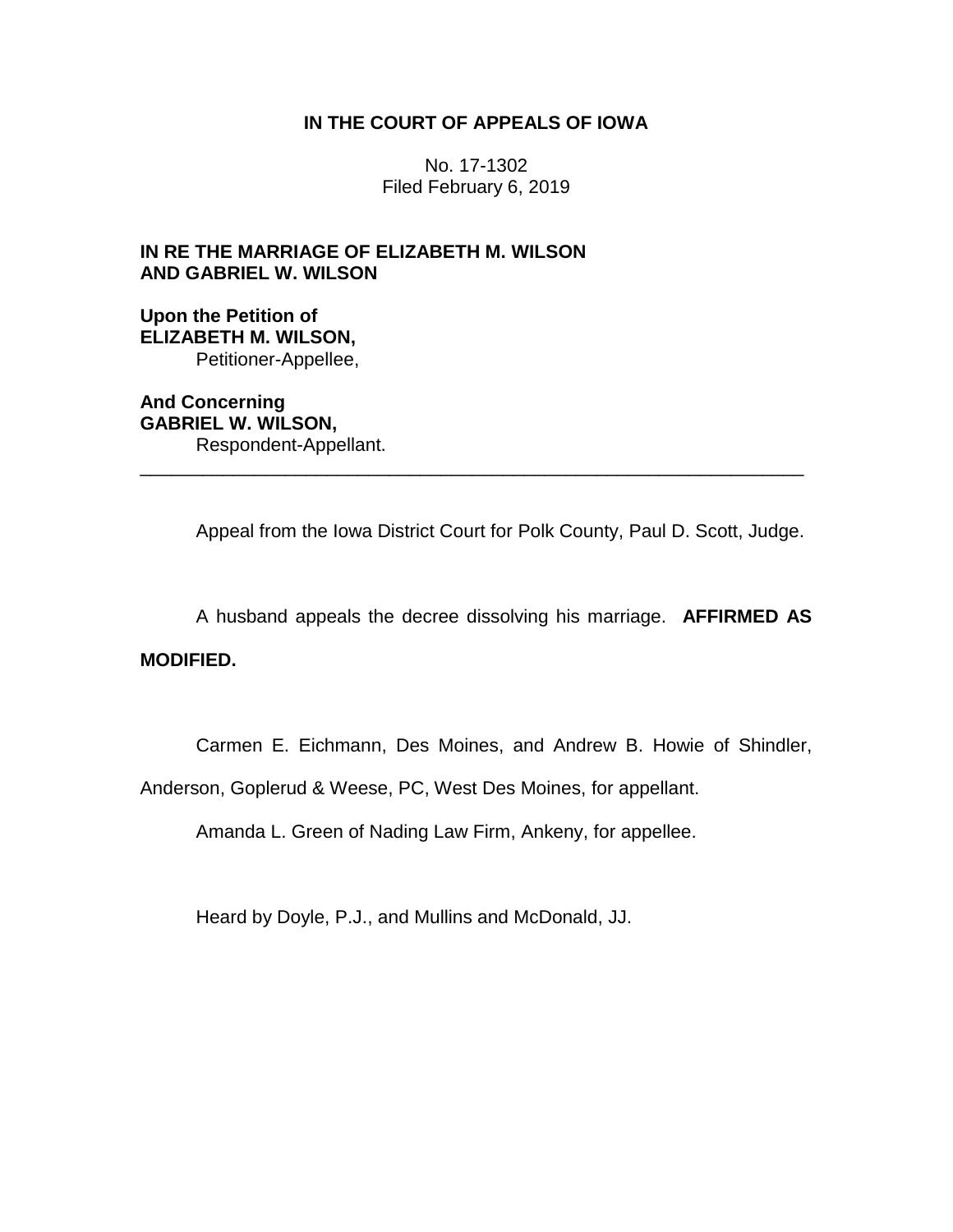# IN THE COURT OF APPEALS OF IOWA

No. 17-1302
Filed February 6, 2019

**IN RE THE MARRIAGE OF ELIZABETH M. WILSON AND GABRIEL W. WILSON**

**Upon the Petition of**
**ELIZABETH M. WILSON,**
Petitioner-Appellee,

**And Concerning**
**GABRIEL W. WILSON,**
Respondent-Appellant.

---

Appeal from the Iowa District Court for Polk County, Paul D. Scott, Judge.

A husband appeals the decree dissolving his marriage. **AFFIRMED AS MODIFIED.**

Carmen E. Eichmann, Des Moines, and Andrew B. Howie of Shindler, Anderson, Goplerud & Weese, PC, West Des Moines, for appellant.

Amanda L. Green of Nading Law Firm, Ankeny, for appellee.

Heard by Doyle, P.J., and Mullins and McDonald, JJ.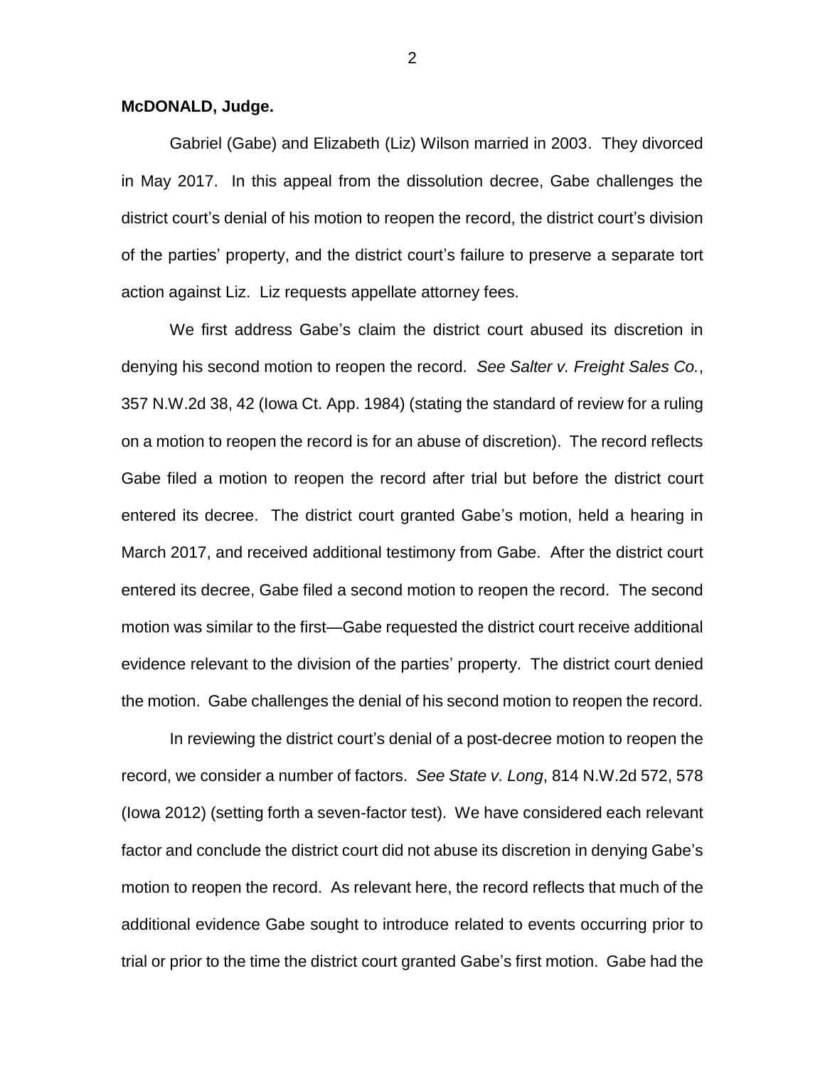**McDONALD, Judge.**

Gabriel (Gabe) and Elizabeth (Liz) Wilson married in 2003. They divorced in May 2017. In this appeal from the dissolution decree, Gabe challenges the district court's denial of his motion to reopen the record, the district court's division of the parties' property, and the district court's failure to preserve a separate tort action against Liz. Liz requests appellate attorney fees.

We first address Gabe's claim the district court abused its discretion in denying his second motion to reopen the record. *See Salter v. Freight Sales Co.*, 357 N.W.2d 38, 42 (Iowa Ct. App. 1984) (stating the standard of review for a ruling on a motion to reopen the record is for an abuse of discretion). The record reflects Gabe filed a motion to reopen the record after trial but before the district court entered its decree. The district court granted Gabe's motion, held a hearing in March 2017, and received additional testimony from Gabe. After the district court entered its decree, Gabe filed a second motion to reopen the record. The second motion was similar to the first—Gabe requested the district court receive additional evidence relevant to the division of the parties' property. The district court denied the motion. Gabe challenges the denial of his second motion to reopen the record.

In reviewing the district court's denial of a post-decree motion to reopen the record, we consider a number of factors. *See State v. Long*, 814 N.W.2d 572, 578 (Iowa 2012) (setting forth a seven-factor test). We have considered each relevant factor and conclude the district court did not abuse its discretion in denying Gabe's motion to reopen the record. As relevant here, the record reflects that much of the additional evidence Gabe sought to introduce related to events occurring prior to trial or prior to the time the district court granted Gabe's first motion. Gabe had the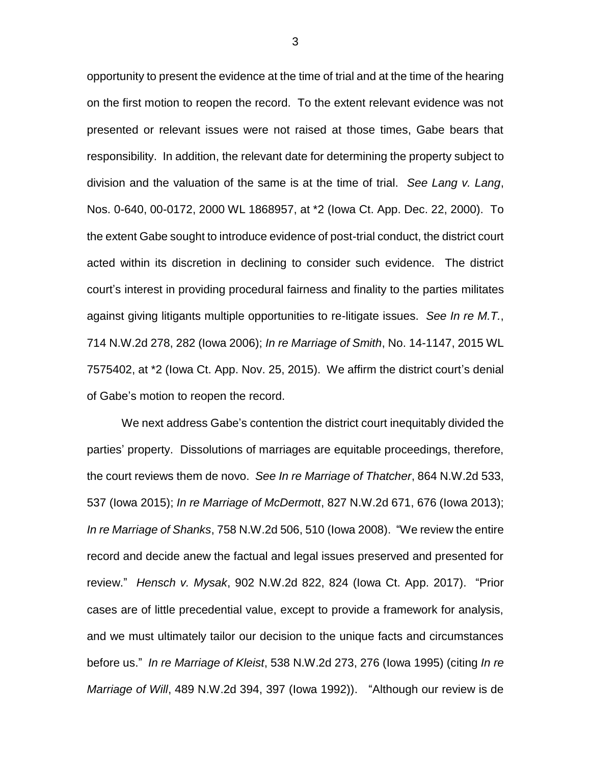opportunity to present the evidence at the time of trial and at the time of the hearing on the first motion to reopen the record. To the extent relevant evidence was not presented or relevant issues were not raised at those times, Gabe bears that responsibility. In addition, the relevant date for determining the property subject to division and the valuation of the same is at the time of trial. *See Lang v. Lang*, Nos. 0-640, 00-0172, 2000 WL 1868957, at *2 (Iowa Ct. App. Dec. 22, 2000). To the extent Gabe sought to introduce evidence of post-trial conduct, the district court acted within its discretion in declining to consider such evidence. The district court's interest in providing procedural fairness and finality to the parties militates against giving litigants multiple opportunities to re-litigate issues. *See In re M.T.*, 714 N.W.2d 278, 282 (Iowa 2006); *In re Marriage of Smith*, No. 14-1147, 2015 WL 7575402, at *2 (Iowa Ct. App. Nov. 25, 2015). We affirm the district court's denial of Gabe's motion to reopen the record.

We next address Gabe's contention the district court inequitably divided the parties' property. Dissolutions of marriages are equitable proceedings, therefore, the court reviews them de novo. *See In re Marriage of Thatcher*, 864 N.W.2d 533, 537 (Iowa 2015); *In re Marriage of McDermott*, 827 N.W.2d 671, 676 (Iowa 2013); *In re Marriage of Shanks*, 758 N.W.2d 506, 510 (Iowa 2008). "We review the entire record and decide anew the factual and legal issues preserved and presented for review." *Hensch v. Mysak*, 902 N.W.2d 822, 824 (Iowa Ct. App. 2017). "Prior cases are of little precedential value, except to provide a framework for analysis, and we must ultimately tailor our decision to the unique facts and circumstances before us." *In re Marriage of Kleist*, 538 N.W.2d 273, 276 (Iowa 1995) (citing *In re Marriage of Will*, 489 N.W.2d 394, 397 (Iowa 1992)). "Although our review is de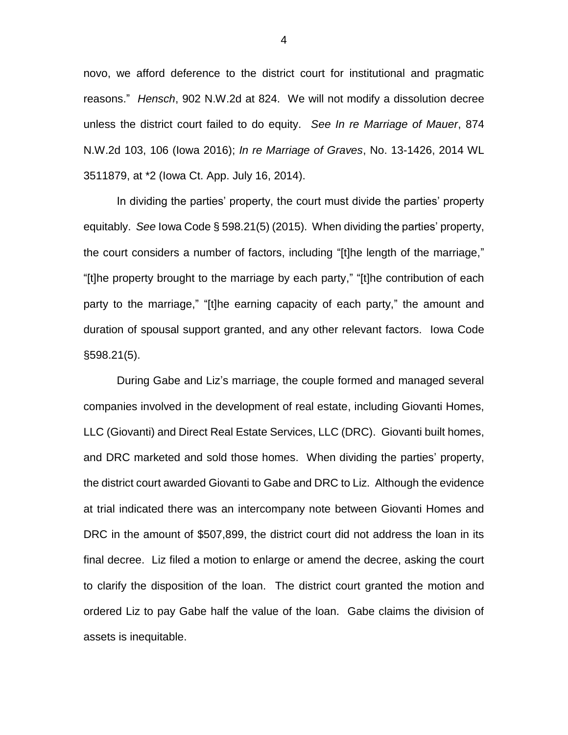novo, we afford deference to the district court for institutional and pragmatic reasons." *Hensch*, 902 N.W.2d at 824. We will not modify a dissolution decree unless the district court failed to do equity. *See In re Marriage of Mauer*, 874 N.W.2d 103, 106 (Iowa 2016); *In re Marriage of Graves*, No. 13-1426, 2014 WL 3511879, at *2 (Iowa Ct. App. July 16, 2014).

In dividing the parties' property, the court must divide the parties' property equitably. *See* Iowa Code § 598.21(5) (2015). When dividing the parties' property, the court considers a number of factors, including "[t]he length of the marriage," "[t]he property brought to the marriage by each party," "[t]he contribution of each party to the marriage," "[t]he earning capacity of each party," the amount and duration of spousal support granted, and any other relevant factors. Iowa Code §598.21(5).

During Gabe and Liz's marriage, the couple formed and managed several companies involved in the development of real estate, including Giovanti Homes, LLC (Giovanti) and Direct Real Estate Services, LLC (DRC). Giovanti built homes, and DRC marketed and sold those homes. When dividing the parties' property, the district court awarded Giovanti to Gabe and DRC to Liz. Although the evidence at trial indicated there was an intercompany note between Giovanti Homes and DRC in the amount of $507,899, the district court did not address the loan in its final decree. Liz filed a motion to enlarge or amend the decree, asking the court to clarify the disposition of the loan. The district court granted the motion and ordered Liz to pay Gabe half the value of the loan. Gabe claims the division of assets is inequitable.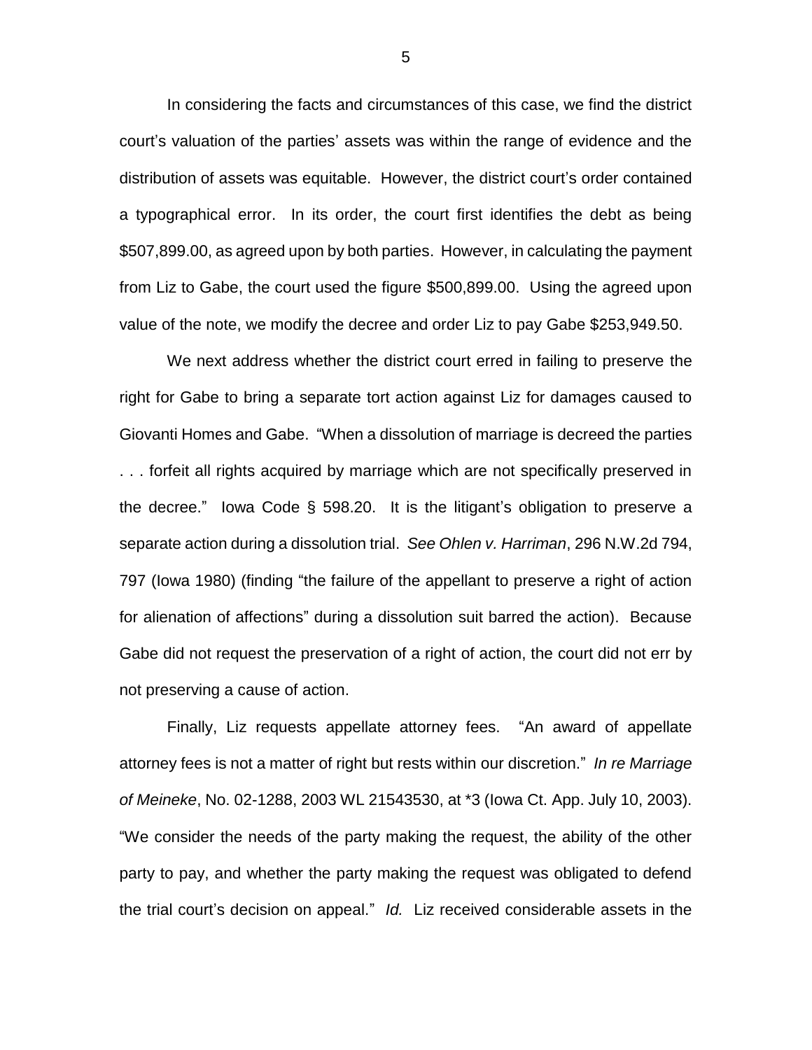In considering the facts and circumstances of this case, we find the district court's valuation of the parties' assets was within the range of evidence and the distribution of assets was equitable. However, the district court's order contained a typographical error. In its order, the court first identifies the debt as being $507,899.00, as agreed upon by both parties. However, in calculating the payment from Liz to Gabe, the court used the figure $500,899.00. Using the agreed upon value of the note, we modify the decree and order Liz to pay Gabe $253,949.50.

We next address whether the district court erred in failing to preserve the right for Gabe to bring a separate tort action against Liz for damages caused to Giovanti Homes and Gabe. "When a dissolution of marriage is decreed the parties . . . forfeit all rights acquired by marriage which are not specifically preserved in the decree." Iowa Code § 598.20. It is the litigant's obligation to preserve a separate action during a dissolution trial. *See Ohlen v. Harriman*, 296 N.W.2d 794, 797 (Iowa 1980) (finding "the failure of the appellant to preserve a right of action for alienation of affections" during a dissolution suit barred the action). Because Gabe did not request the preservation of a right of action, the court did not err by not preserving a cause of action.

Finally, Liz requests appellate attorney fees. "An award of appellate attorney fees is not a matter of right but rests within our discretion." *In re Marriage of Meineke*, No. 02-1288, 2003 WL 21543530, at *3 (Iowa Ct. App. July 10, 2003). "We consider the needs of the party making the request, the ability of the other party to pay, and whether the party making the request was obligated to defend the trial court's decision on appeal." *Id.* Liz received considerable assets in the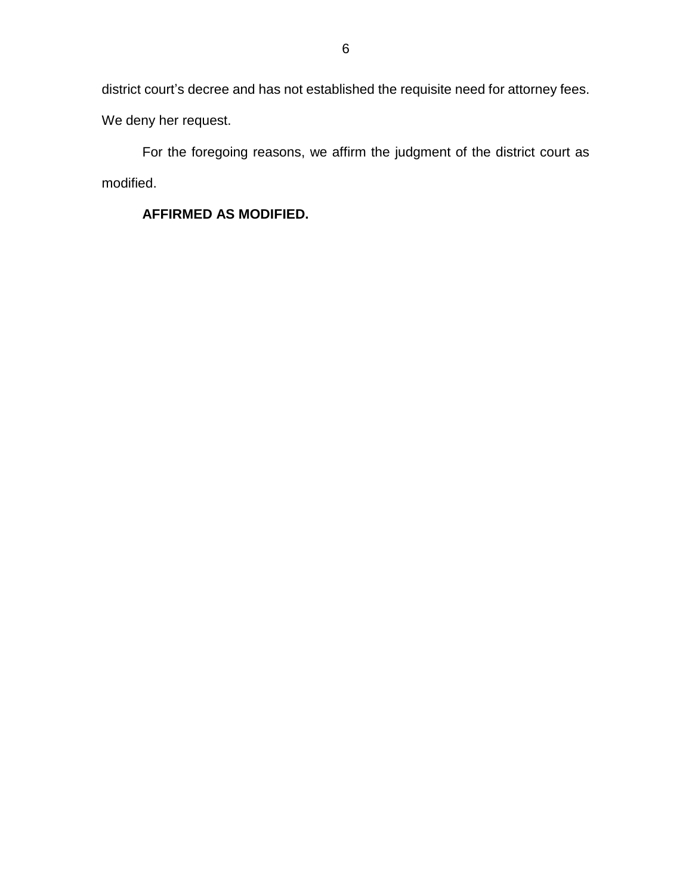district court's decree and has not established the requisite need for attorney fees. We deny her request.

For the foregoing reasons, we affirm the judgment of the district court as modified.

**AFFIRMED AS MODIFIED.**